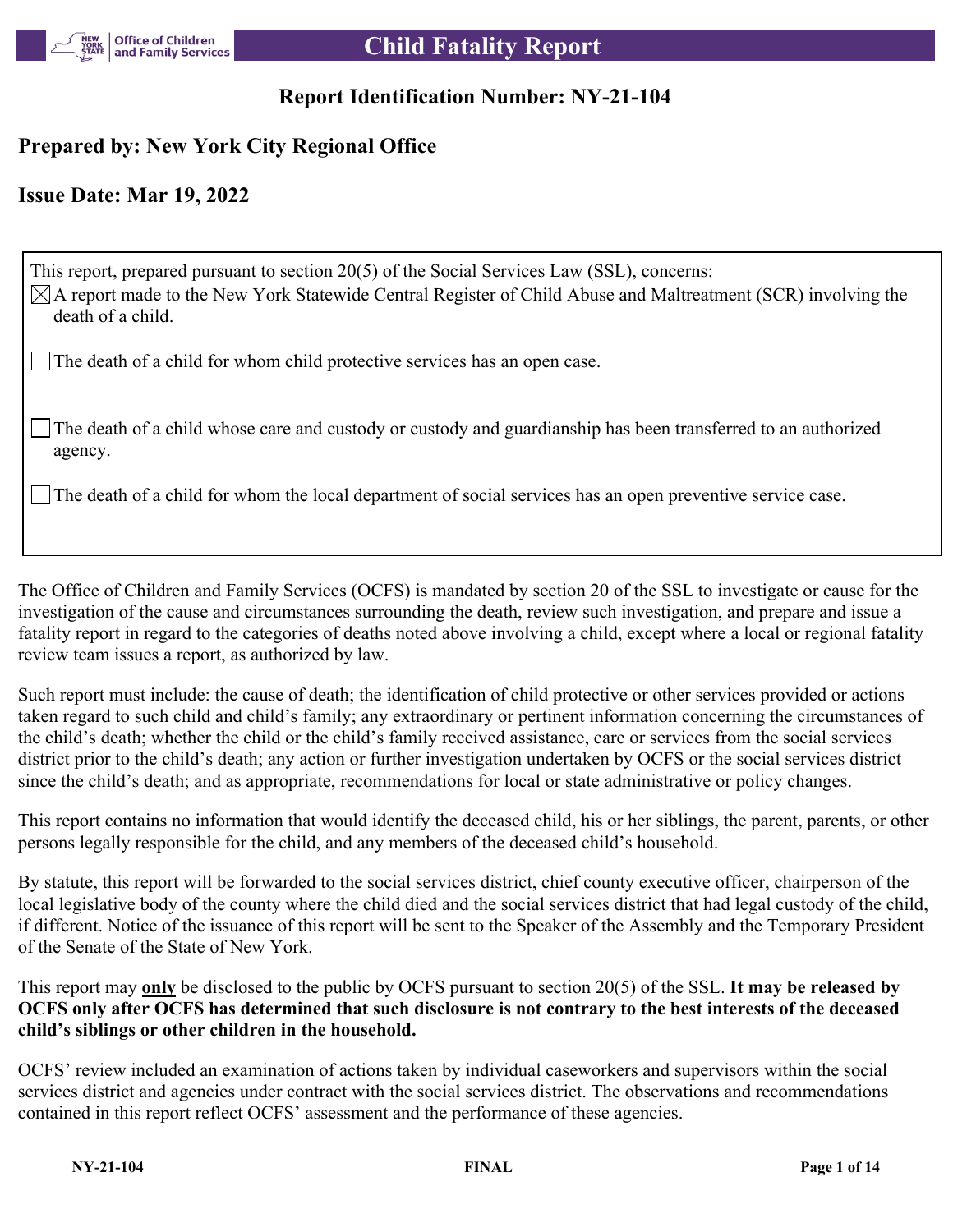# Child Fatality Report

## Report Identification Number: NY-21-104

### Prepared by: New York City Regional Office

### Issue Date: Mar 19, 2022

This report, prepared pursuant to section 20(5) of the Social Services Law (SSL), concerns:

- [x] A report made to the New York Statewide Central Register of Child Abuse and Maltreatment (SCR) involving the death of a child.
- [ ] The death of a child for whom child protective services has an open case.
- [ ] The death of a child whose care and custody or custody and guardianship has been transferred to an authorized agency.
- [ ] The death of a child for whom the local department of social services has an open preventive service case.

The Office of Children and Family Services (OCFS) is mandated by section 20 of the SSL to investigate or cause for the investigation of the cause and circumstances surrounding the death, review such investigation, and prepare and issue a fatality report in regard to the categories of deaths noted above involving a child, except where a local or regional fatality review team issues a report, as authorized by law.

Such report must include: the cause of death; the identification of child protective or other services provided or actions taken regard to such child and child's family; any extraordinary or pertinent information concerning the circumstances of the child's death; whether the child or the child's family received assistance, care or services from the social services district prior to the child's death; any action or further investigation undertaken by OCFS or the social services district since the child's death; and as appropriate, recommendations for local or state administrative or policy changes.

This report contains no information that would identify the deceased child, his or her siblings, the parent, parents, or other persons legally responsible for the child, and any members of the deceased child's household.

By statute, this report will be forwarded to the social services district, chief county executive officer, chairperson of the local legislative body of the county where the child died and the social services district that had legal custody of the child, if different. Notice of the issuance of this report will be sent to the Speaker of the Assembly and the Temporary President of the Senate of the State of New York.

This report may **only** be disclosed to the public by OCFS pursuant to section 20(5) of the SSL. **It may be released by OCFS only after OCFS has determined that such disclosure is not contrary to the best interests of the deceased child's siblings or other children in the household.**

OCFS' review included an examination of actions taken by individual caseworkers and supervisors within the social services district and agencies under contract with the social services district. The observations and recommendations contained in this report reflect OCFS' assessment and the performance of these agencies.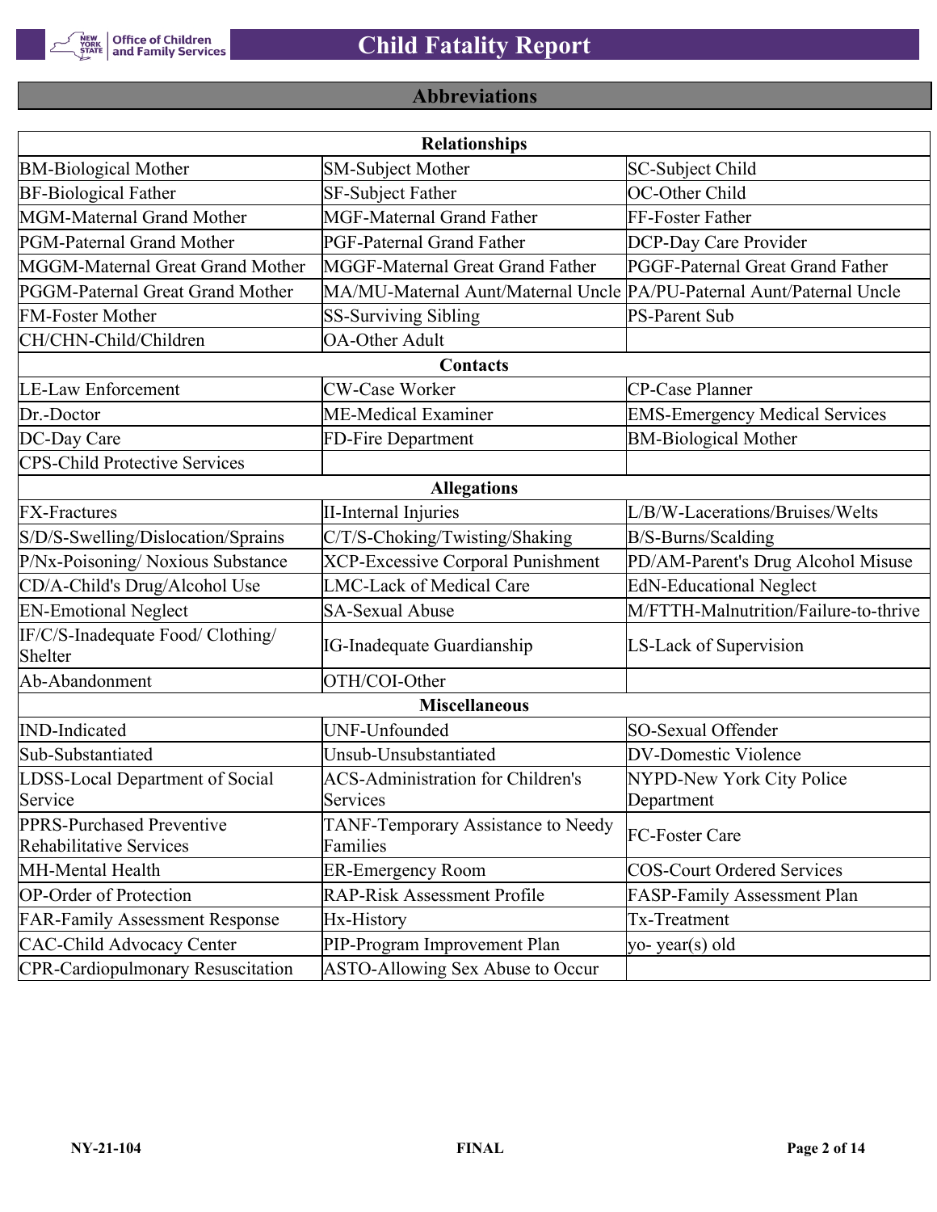# Abbreviations

| Relationships | | |
|---|---|---|
| BM-Biological Mother | SM-Subject Mother | SC-Subject Child |
| BF-Biological Father | SF-Subject Father | OC-Other Child |
| MGM-Maternal Grand Mother | MGF-Maternal Grand Father | FF-Foster Father |
| PGM-Paternal Grand Mother | PGF-Paternal Grand Father | DCP-Day Care Provider |
| MGGM-Maternal Great Grand Mother | MGGF-Maternal Great Grand Father | PGGF-Paternal Great Grand Father |
| PGGM-Paternal Great Grand Mother | MA/MU-Maternal Aunt/Maternal Uncle | PA/PU-Paternal Aunt/Paternal Uncle |
| FM-Foster Mother | SS-Surviving Sibling | PS-Parent Sub |
| CH/CHN-Child/Children | OA-Other Adult | |
| **Contacts** | | |
| LE-Law Enforcement | CW-Case Worker | CP-Case Planner |
| Dr.-Doctor | ME-Medical Examiner | EMS-Emergency Medical Services |
| DC-Day Care | FD-Fire Department | BM-Biological Mother |
| CPS-Child Protective Services | | |
| **Allegations** | | |
| FX-Fractures | II-Internal Injuries | L/B/W-Lacerations/Bruises/Welts |
| S/D/S-Swelling/Dislocation/Sprains | C/T/S-Choking/Twisting/Shaking | B/S-Burns/Scalding |
| P/Nx-Poisoning/ Noxious Substance | XCP-Excessive Corporal Punishment | PD/AM-Parent's Drug Alcohol Misuse |
| CD/A-Child's Drug/Alcohol Use | LMC-Lack of Medical Care | EdN-Educational Neglect |
| EN-Emotional Neglect | SA-Sexual Abuse | M/FTTH-Malnutrition/Failure-to-thrive |
| IF/C/S-Inadequate Food/ Clothing/ Shelter | IG-Inadequate Guardianship | LS-Lack of Supervision |
| Ab-Abandonment | OTH/COI-Other | |
| **Miscellaneous** | | |
| IND-Indicated | UNF-Unfounded | SO-Sexual Offender |
| Sub-Substantiated | Unsub-Unsubstantiated | DV-Domestic Violence |
| LDSS-Local Department of Social Service | ACS-Administration for Children's Services | NYPD-New York City Police Department |
| PPRS-Purchased Preventive Rehabilitative Services | TANF-Temporary Assistance to Needy Families | FC-Foster Care |
| MH-Mental Health | ER-Emergency Room | COS-Court Ordered Services |
| OP-Order of Protection | RAP-Risk Assessment Profile | FASP-Family Assessment Plan |
| FAR-Family Assessment Response | Hx-History | Tx-Treatment |
| CAC-Child Advocacy Center | PIP-Program Improvement Plan | yo- year(s) old |
| CPR-Cardiopulmonary Resuscitation | ASTO-Allowing Sex Abuse to Occur | |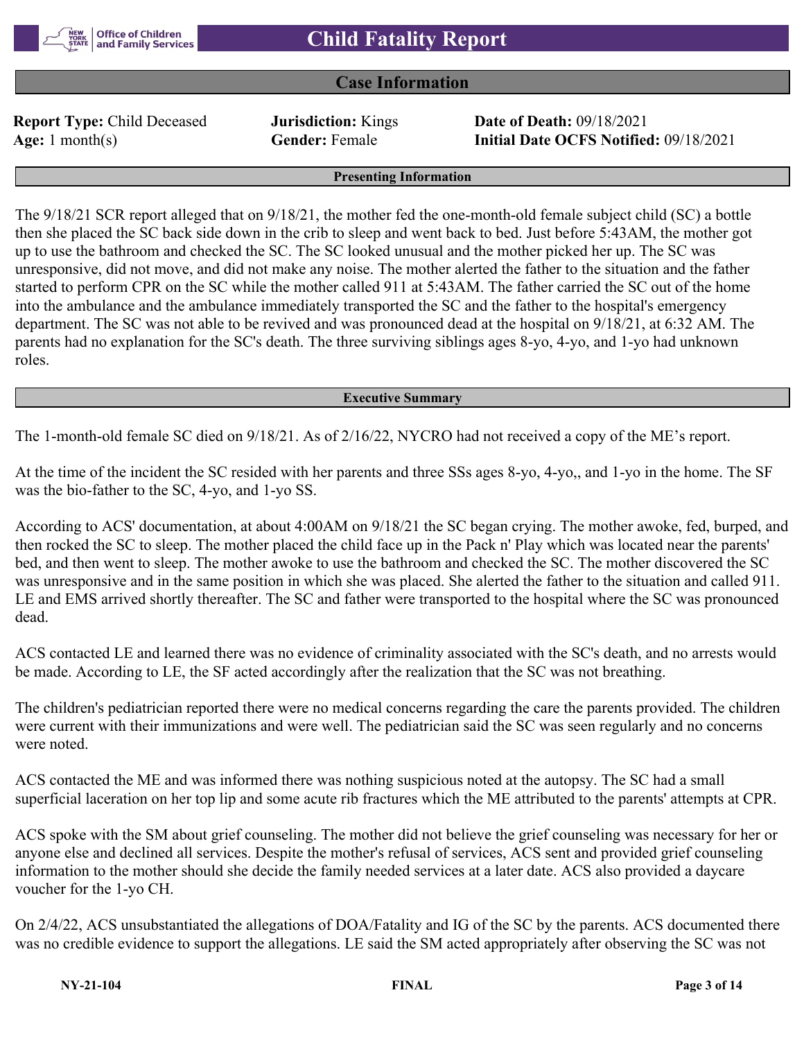# Child Fatality Report

## Case Information

| | | |
|---|---|---|
| **Report Type:** Child Deceased | **Jurisdiction:** Kings | **Date of Death:** 09/18/2021 |
| **Age:** 1 month(s) | **Gender:** Female | **Initial Date OCFS Notified:** 09/18/2021 |

### Presenting Information

The 9/18/21 SCR report alleged that on 9/18/21, the mother fed the one-month-old female subject child (SC) a bottle then she placed the SC back side down in the crib to sleep and went back to bed. Just before 5:43AM, the mother got up to use the bathroom and checked the SC. The SC looked unusual and the mother picked her up. The SC was unresponsive, did not move, and did not make any noise. The mother alerted the father to the situation and the father started to perform CPR on the SC while the mother called 911 at 5:43AM. The father carried the SC out of the home into the ambulance and the ambulance immediately transported the SC and the father to the hospital's emergency department. The SC was not able to be revived and was pronounced dead at the hospital on 9/18/21, at 6:32 AM. The parents had no explanation for the SC's death. The three surviving siblings ages 8-yo, 4-yo, and 1-yo had unknown roles.

### Executive Summary

The 1-month-old female SC died on 9/18/21. As of 2/16/22, NYCRO had not received a copy of the ME's report.

At the time of the incident the SC resided with her parents and three SSs ages 8-yo, 4-yo,, and 1-yo in the home. The SF was the bio-father to the SC, 4-yo, and 1-yo SS.

According to ACS' documentation, at about 4:00AM on 9/18/21 the SC began crying. The mother awoke, fed, burped, and then rocked the SC to sleep. The mother placed the child face up in the Pack n' Play which was located near the parents' bed, and then went to sleep. The mother awoke to use the bathroom and checked the SC. The mother discovered the SC was unresponsive and in the same position in which she was placed. She alerted the father to the situation and called 911. LE and EMS arrived shortly thereafter. The SC and father were transported to the hospital where the SC was pronounced dead.

ACS contacted LE and learned there was no evidence of criminality associated with the SC's death, and no arrests would be made. According to LE, the SF acted accordingly after the realization that the SC was not breathing.

The children's pediatrician reported there were no medical concerns regarding the care the parents provided. The children were current with their immunizations and were well. The pediatrician said the SC was seen regularly and no concerns were noted.

ACS contacted the ME and was informed there was nothing suspicious noted at the autopsy. The SC had a small superficial laceration on her top lip and some acute rib fractures which the ME attributed to the parents' attempts at CPR.

ACS spoke with the SM about grief counseling. The mother did not believe the grief counseling was necessary for her or anyone else and declined all services. Despite the mother's refusal of services, ACS sent and provided grief counseling information to the mother should she decide the family needed services at a later date. ACS also provided a daycare voucher for the 1-yo CH.

On 2/4/22, ACS unsubstantiated the allegations of DOA/Fatality and IG of the SC by the parents. ACS documented there was no credible evidence to support the allegations. LE said the SM acted appropriately after observing the SC was not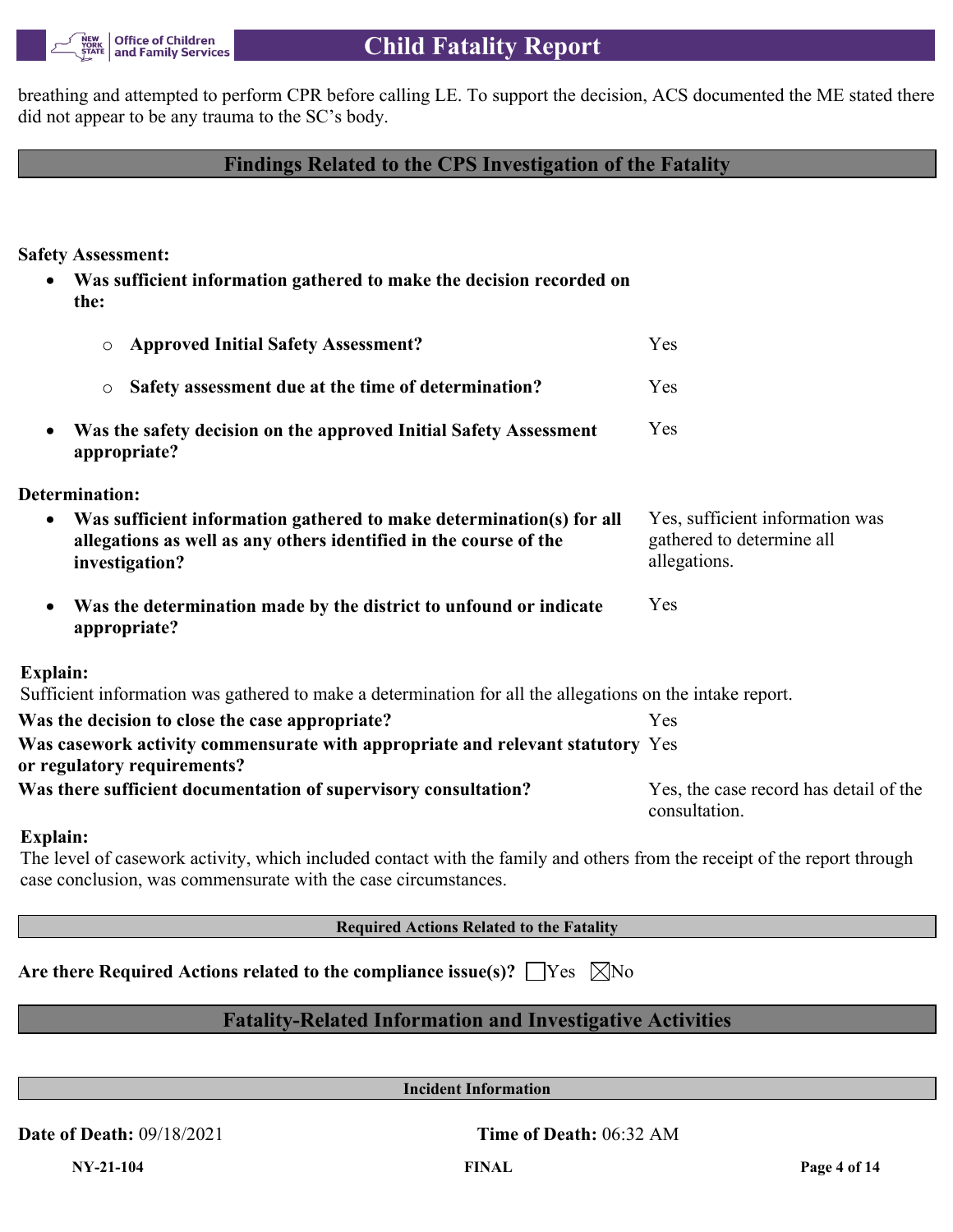breathing and attempted to perform CPR before calling LE. To support the decision, ACS documented the ME stated there did not appear to be any trauma to the SC's body.

## Findings Related to the CPS Investigation of the Fatality

**Safety Assessment:**

- **Was sufficient information gathered to make the decision recorded on the:**
  - **Approved Initial Safety Assessment?** Yes
  - **Safety assessment due at the time of determination?** Yes
- **Was the safety decision on the approved Initial Safety Assessment appropriate?** Yes

**Determination:**

- **Was sufficient information gathered to make determination(s) for all allegations as well as any others identified in the course of the investigation?** Yes, sufficient information was gathered to determine all allegations.
- **Was the determination made by the district to unfound or indicate appropriate?** Yes

**Explain:**
Sufficient information was gathered to make a determination for all the allegations on the intake report.

**Was the decision to close the case appropriate?** Yes

**Was casework activity commensurate with appropriate and relevant statutory or regulatory requirements?** Yes

**Was there sufficient documentation of supervisory consultation?** Yes, the case record has detail of the consultation.

**Explain:**
The level of casework activity, which included contact with the family and others from the receipt of the report through case conclusion, was commensurate with the case circumstances.

### Required Actions Related to the Fatality

**Are there Required Actions related to the compliance issue(s)?** ☐ Yes ☒ No

## Fatality-Related Information and Investigative Activities

### Incident Information

**Date of Death:** 09/18/2021 **Time of Death:** 06:32 AM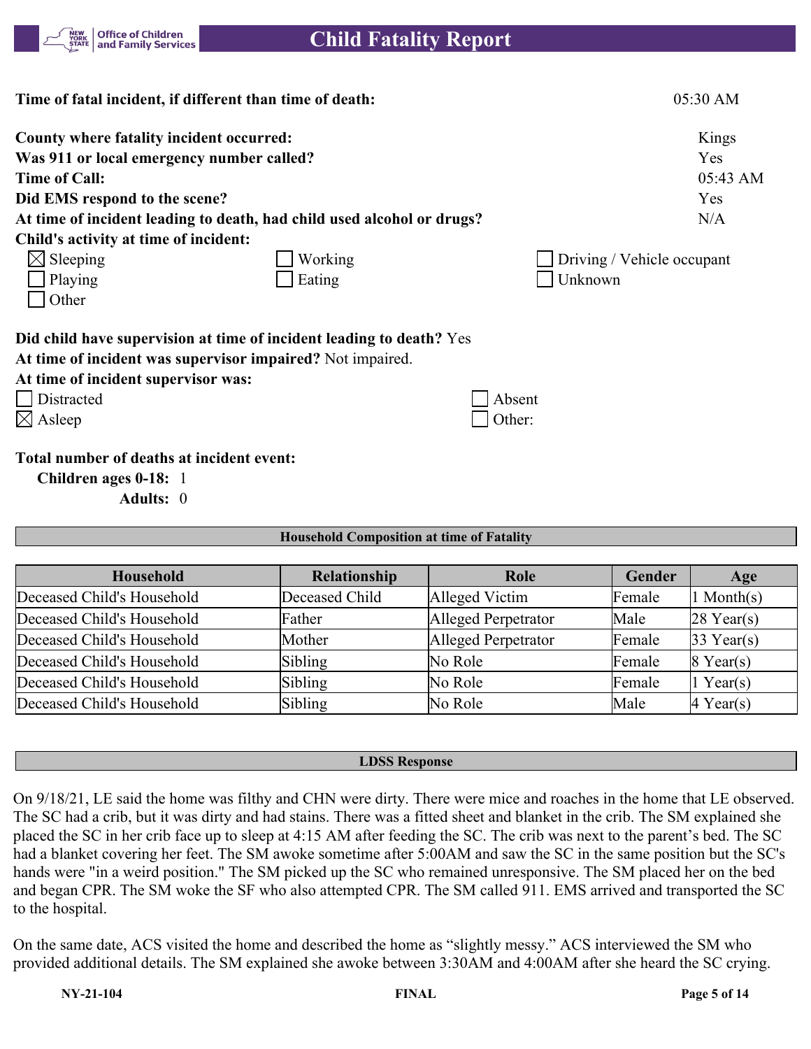**Time of fatal incident, if different than time of death:** 05:30 AM

**County where fatality incident occurred:** Kings
**Was 911 or local emergency number called?** Yes
**Time of Call:** 05:43 AM
**Did EMS respond to the scene?** Yes
**At time of incident leading to death, had child used alcohol or drugs?** N/A
**Child's activity at time of incident:**

- [x] Sleeping
- [ ] Working
- [ ] Driving / Vehicle occupant
- [ ] Playing
- [ ] Eating
- [ ] Unknown
- [ ] Other

**Did child have supervision at time of incident leading to death?** Yes
**At time of incident was supervisor impaired?** Not impaired.
**At time of incident supervisor was:**

- [ ] Distracted
- [ ] Absent
- [x] Asleep
- [ ] Other:

**Total number of deaths at incident event:**
**Children ages 0-18:** 1
**Adults:** 0

### Household Composition at time of Fatality

| Household | Relationship | Role | Gender | Age |
|---|---|---|---|---|
| Deceased Child's Household | Deceased Child | Alleged Victim | Female | 1 Month(s) |
| Deceased Child's Household | Father | Alleged Perpetrator | Male | 28 Year(s) |
| Deceased Child's Household | Mother | Alleged Perpetrator | Female | 33 Year(s) |
| Deceased Child's Household | Sibling | No Role | Female | 8 Year(s) |
| Deceased Child's Household | Sibling | No Role | Female | 1 Year(s) |
| Deceased Child's Household | Sibling | No Role | Male | 4 Year(s) |

### LDSS Response

On 9/18/21, LE said the home was filthy and CHN were dirty. There were mice and roaches in the home that LE observed. The SC had a crib, but it was dirty and had stains. There was a fitted sheet and blanket in the crib. The SM explained she placed the SC in her crib face up to sleep at 4:15 AM after feeding the SC. The crib was next to the parent's bed. The SC had a blanket covering her feet. The SM awoke sometime after 5:00AM and saw the SC in the same position but the SC's hands were "in a weird position." The SM picked up the SC who remained unresponsive. The SM placed her on the bed and began CPR. The SM woke the SF who also attempted CPR. The SM called 911. EMS arrived and transported the SC to the hospital.

On the same date, ACS visited the home and described the home as "slightly messy." ACS interviewed the SM who provided additional details. The SM explained she awoke between 3:30AM and 4:00AM after she heard the SC crying.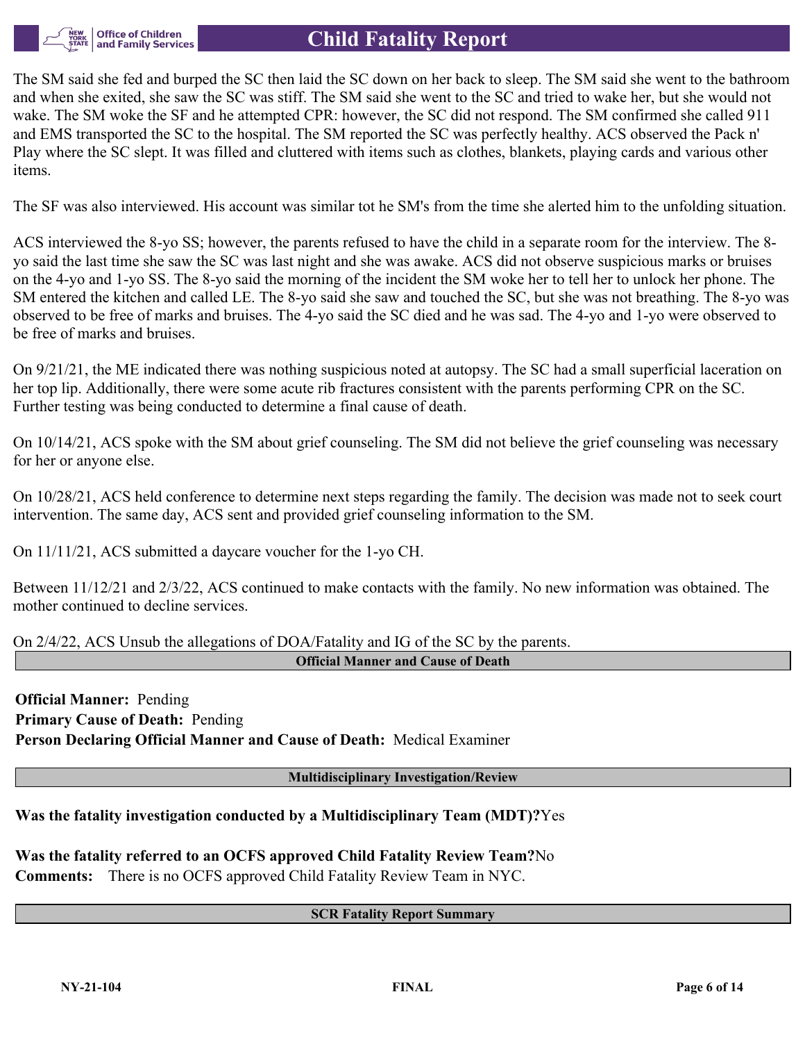The SM said she fed and burped the SC then laid the SC down on her back to sleep. The SM said she went to the bathroom and when she exited, she saw the SC was stiff. The SM said she went to the SC and tried to wake her, but she would not wake. The SM woke the SF and he attempted CPR: however, the SC did not respond. The SM confirmed she called 911 and EMS transported the SC to the hospital. The SM reported the SC was perfectly healthy. ACS observed the Pack n' Play where the SC slept. It was filled and cluttered with items such as clothes, blankets, playing cards and various other items.

The SF was also interviewed. His account was similar tot he SM's from the time she alerted him to the unfolding situation.

ACS interviewed the 8-yo SS; however, the parents refused to have the child in a separate room for the interview. The 8-yo said the last time she saw the SC was last night and she was awake. ACS did not observe suspicious marks or bruises on the 4-yo and 1-yo SS. The 8-yo said the morning of the incident the SM woke her to tell her to unlock her phone. The SM entered the kitchen and called LE. The 8-yo said she saw and touched the SC, but she was not breathing. The 8-yo was observed to be free of marks and bruises. The 4-yo said the SC died and he was sad. The 4-yo and 1-yo were observed to be free of marks and bruises.

On 9/21/21, the ME indicated there was nothing suspicious noted at autopsy. The SC had a small superficial laceration on her top lip. Additionally, there were some acute rib fractures consistent with the parents performing CPR on the SC. Further testing was being conducted to determine a final cause of death.

On 10/14/21, ACS spoke with the SM about grief counseling. The SM did not believe the grief counseling was necessary for her or anyone else.

On 10/28/21, ACS held conference to determine next steps regarding the family. The decision was made not to seek court intervention. The same day, ACS sent and provided grief counseling information to the SM.

On 11/11/21, ACS submitted a daycare voucher for the 1-yo CH.

Between 11/12/21 and 2/3/22, ACS continued to make contacts with the family. No new information was obtained. The mother continued to decline services.

On 2/4/22, ACS Unsub the allegations of DOA/Fatality and IG of the SC by the parents.

## Official Manner and Cause of Death

**Official Manner:** Pending
**Primary Cause of Death:** Pending
**Person Declaring Official Manner and Cause of Death:** Medical Examiner

## Multidisciplinary Investigation/Review

**Was the fatality investigation conducted by a Multidisciplinary Team (MDT)?** Yes

**Was the fatality referred to an OCFS approved Child Fatality Review Team?** No
**Comments:** There is no OCFS approved Child Fatality Review Team in NYC.

## SCR Fatality Report Summary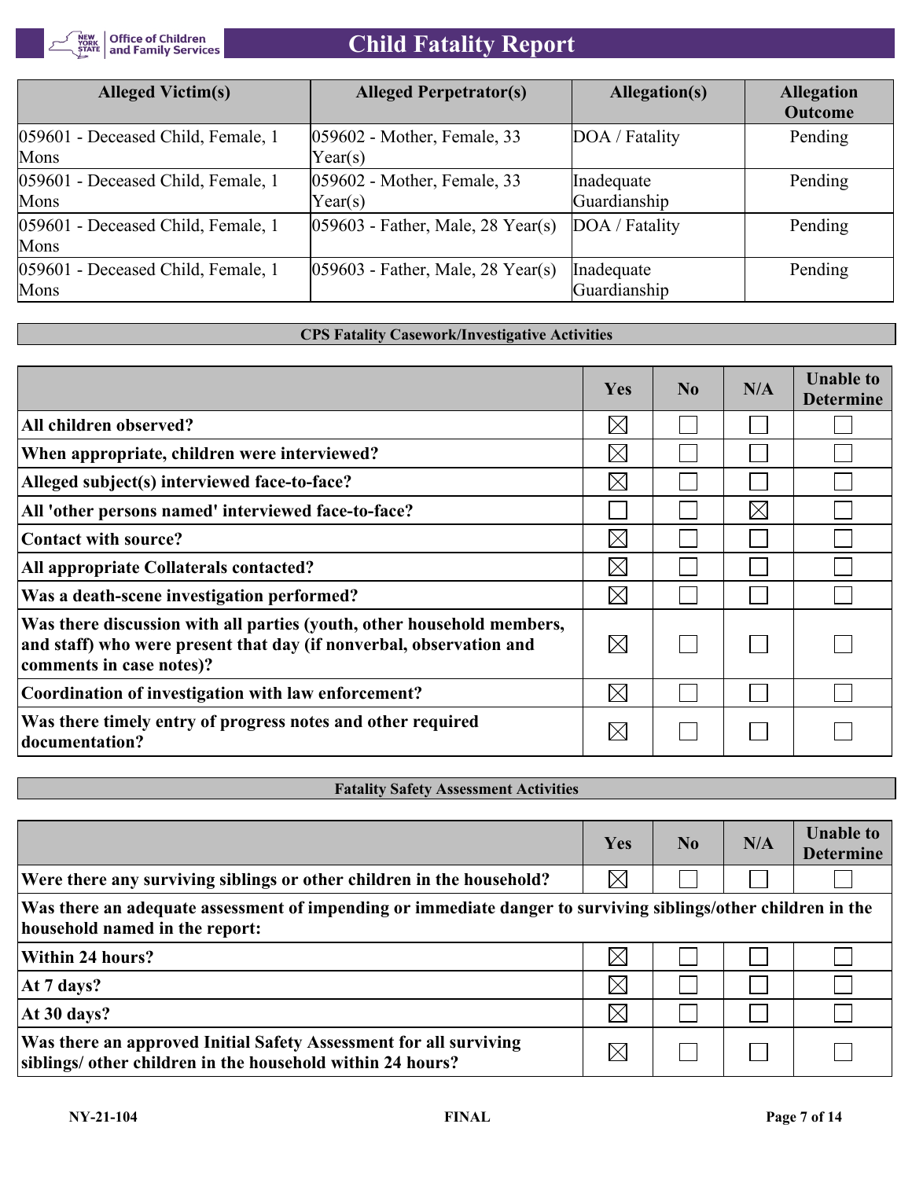| Alleged Victim(s) | Alleged Perpetrator(s) | Allegation(s) | Allegation Outcome |
|---|---|---|---|
| 059601 - Deceased Child, Female, 1 Mons | 059602 - Mother, Female, 33 Year(s) | DOA / Fatality | Pending |
| 059601 - Deceased Child, Female, 1 Mons | 059602 - Mother, Female, 33 Year(s) | Inadequate Guardianship | Pending |
| 059601 - Deceased Child, Female, 1 Mons | 059603 - Father, Male, 28 Year(s) | DOA / Fatality | Pending |
| 059601 - Deceased Child, Female, 1 Mons | 059603 - Father, Male, 28 Year(s) | Inadequate Guardianship | Pending |

### CPS Fatality Casework/Investigative Activities

| | Yes | No | N/A | Unable to Determine |
|---|---|---|---|---|
| **All children observed?** | ☒ | ☐ | ☐ | ☐ |
| **When appropriate, children were interviewed?** | ☒ | ☐ | ☐ | ☐ |
| **Alleged subject(s) interviewed face-to-face?** | ☒ | ☐ | ☐ | ☐ |
| **All 'other persons named' interviewed face-to-face?** | ☐ | ☐ | ☒ | ☐ |
| **Contact with source?** | ☒ | ☐ | ☐ | ☐ |
| **All appropriate Collaterals contacted?** | ☒ | ☐ | ☐ | ☐ |
| **Was a death-scene investigation performed?** | ☒ | ☐ | ☐ | ☐ |
| **Was there discussion with all parties (youth, other household members, and staff) who were present that day (if nonverbal, observation and comments in case notes)?** | ☒ | ☐ | ☐ | ☐ |
| **Coordination of investigation with law enforcement?** | ☒ | ☐ | ☐ | ☐ |
| **Was there timely entry of progress notes and other required documentation?** | ☒ | ☐ | ☐ | ☐ |

### Fatality Safety Assessment Activities

| | Yes | No | N/A | Unable to Determine |
|---|---|---|---|---|
| **Were there any surviving siblings or other children in the household?** | ☒ | ☐ | ☐ | ☐ |
| **Was there an adequate assessment of impending or immediate danger to surviving siblings/other children in the household named in the report:** | | | | |
| **Within 24 hours?** | ☒ | ☐ | ☐ | ☐ |
| **At 7 days?** | ☒ | ☐ | ☐ | ☐ |
| **At 30 days?** | ☒ | ☐ | ☐ | ☐ |
| **Was there an approved Initial Safety Assessment for all surviving siblings/ other children in the household within 24 hours?** | ☒ | ☐ | ☐ | ☐ |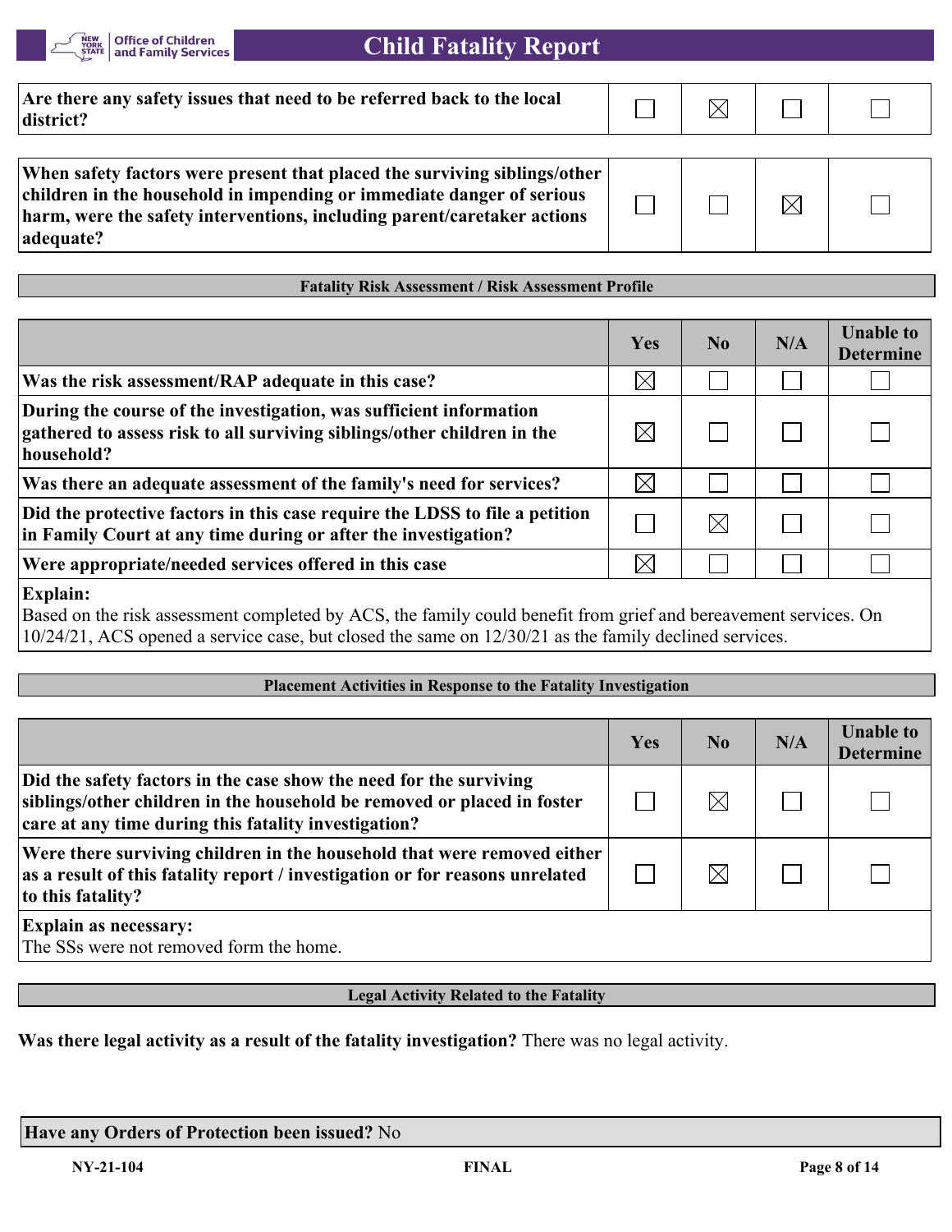| | Yes | No | N/A | Unable to Determine |
|---|---|---|---|---|
| **Are there any safety issues that need to be referred back to the local district?** | ☐ | ☒ | ☐ | ☐ |

| | Yes | No | N/A | Unable to Determine |
|---|---|---|---|---|
| **When safety factors were present that placed the surviving siblings/other children in the household in impending or immediate danger of serious harm, were the safety interventions, including parent/caretaker actions adequate?** | ☐ | ☐ | ☒ | ☐ |

## Fatality Risk Assessment / Risk Assessment Profile

| | Yes | No | N/A | Unable to Determine |
|---|---|---|---|---|
| **Was the risk assessment/RAP adequate in this case?** | ☒ | ☐ | ☐ | ☐ |
| **During the course of the investigation, was sufficient information gathered to assess risk to all surviving siblings/other children in the household?** | ☒ | ☐ | ☐ | ☐ |
| **Was there an adequate assessment of the family's need for services?** | ☒ | ☐ | ☐ | ☐ |
| **Did the protective factors in this case require the LDSS to file a petition in Family Court at any time during or after the investigation?** | ☐ | ☒ | ☐ | ☐ |
| **Were appropriate/needed services offered in this case** | ☒ | ☐ | ☐ | ☐ |

**Explain:**
Based on the risk assessment completed by ACS, the family could benefit from grief and bereavement services. On 10/24/21, ACS opened a service case, but closed the same on 12/30/21 as the family declined services.

## Placement Activities in Response to the Fatality Investigation

| | Yes | No | N/A | Unable to Determine |
|---|---|---|---|---|
| **Did the safety factors in the case show the need for the surviving siblings/other children in the household be removed or placed in foster care at any time during this fatality investigation?** | ☐ | ☒ | ☐ | ☐ |
| **Were there surviving children in the household that were removed either as a result of this fatality report / investigation or for reasons unrelated to this fatality?** | ☐ | ☒ | ☐ | ☐ |

**Explain as necessary:**
The SSs were not removed form the home.

## Legal Activity Related to the Fatality

**Was there legal activity as a result of the fatality investigation?** There was no legal activity.

**Have any Orders of Protection been issued?** No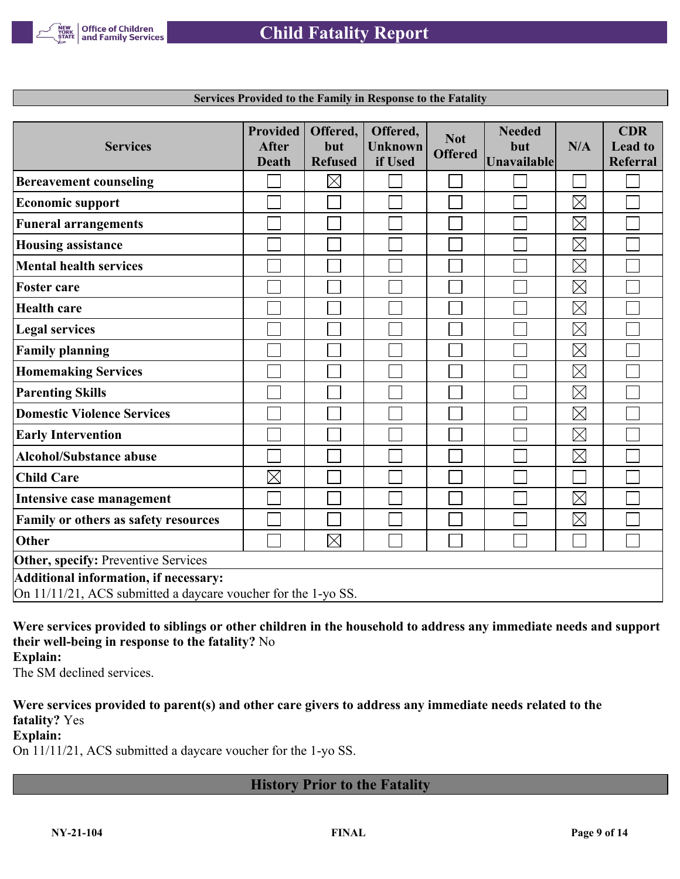## Services Provided to the Family in Response to the Fatality

| Services | Provided After Death | Offered, but Refused | Offered, Unknown if Used | Not Offered | Needed but Unavailable | N/A | CDR Lead to Referral |
|---|---|---|---|---|---|---|---|
| **Bereavement counseling** | ☐ | ☒ | ☐ | ☐ | ☐ | ☐ | ☐ |
| **Economic support** | ☐ | ☐ | ☐ | ☐ | ☐ | ☒ | ☐ |
| **Funeral arrangements** | ☐ | ☐ | ☐ | ☐ | ☐ | ☒ | ☐ |
| **Housing assistance** | ☐ | ☐ | ☐ | ☐ | ☐ | ☒ | ☐ |
| **Mental health services** | ☐ | ☐ | ☐ | ☐ | ☐ | ☒ | ☐ |
| **Foster care** | ☐ | ☐ | ☐ | ☐ | ☐ | ☒ | ☐ |
| **Health care** | ☐ | ☐ | ☐ | ☐ | ☐ | ☒ | ☐ |
| **Legal services** | ☐ | ☐ | ☐ | ☐ | ☐ | ☒ | ☐ |
| **Family planning** | ☐ | ☐ | ☐ | ☐ | ☐ | ☒ | ☐ |
| **Homemaking Services** | ☐ | ☐ | ☐ | ☐ | ☐ | ☒ | ☐ |
| **Parenting Skills** | ☐ | ☐ | ☐ | ☐ | ☐ | ☒ | ☐ |
| **Domestic Violence Services** | ☐ | ☐ | ☐ | ☐ | ☐ | ☒ | ☐ |
| **Early Intervention** | ☐ | ☐ | ☐ | ☐ | ☐ | ☒ | ☐ |
| **Alcohol/Substance abuse** | ☐ | ☐ | ☐ | ☐ | ☐ | ☒ | ☐ |
| **Child Care** | ☒ | ☐ | ☐ | ☐ | ☐ | ☐ | ☐ |
| **Intensive case management** | ☐ | ☐ | ☐ | ☐ | ☐ | ☒ | ☐ |
| **Family or others as safety resources** | ☐ | ☐ | ☐ | ☐ | ☐ | ☒ | ☐ |
| **Other** | ☐ | ☒ | ☐ | ☐ | ☐ | ☐ | ☐ |

**Other, specify:** Preventive Services

**Additional information, if necessary:**
On 11/11/21, ACS submitted a daycare voucher for the 1-yo SS.

**Were services provided to siblings or other children in the household to address any immediate needs and support their well-being in response to the fatality?** No
**Explain:**
The SM declined services.

**Were services provided to parent(s) and other care givers to address any immediate needs related to the fatality?** Yes
**Explain:**
On 11/11/21, ACS submitted a daycare voucher for the 1-yo SS.

## History Prior to the Fatality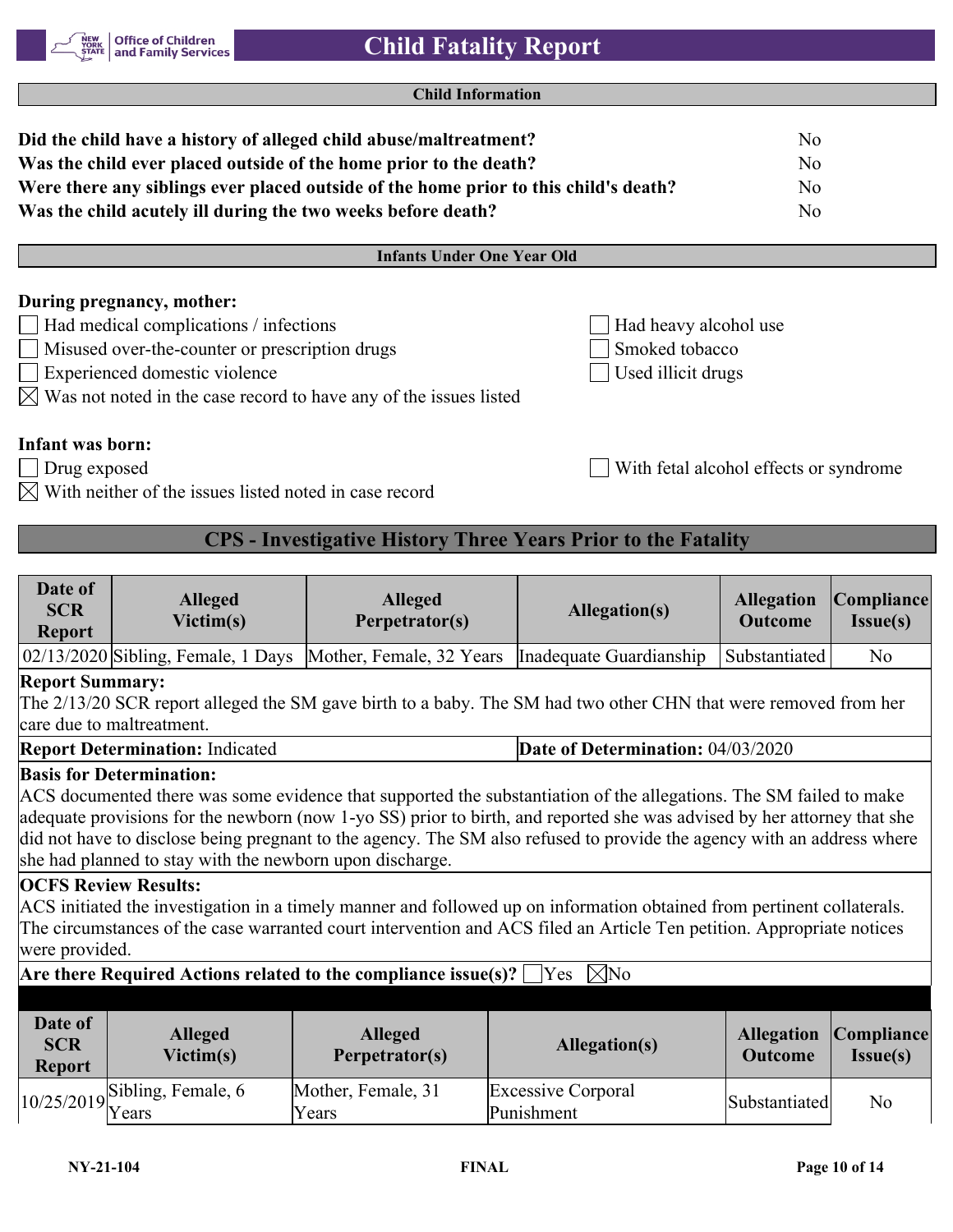## Child Fatality Report

### Child Information

| | |
|---|---|
| **Did the child have a history of alleged child abuse/maltreatment?** | No |
| **Was the child ever placed outside of the home prior to the death?** | No |
| **Were there any siblings ever placed outside of the home prior to this child's death?** | No |
| **Was the child acutely ill during the two weeks before death?** | No |

### Infants Under One Year Old

**During pregnancy, mother:**

- [ ] Had medical complications / infections
- [ ] Had heavy alcohol use
- [ ] Misused over-the-counter or prescription drugs
- [ ] Smoked tobacco
- [ ] Experienced domestic violence
- [ ] Used illicit drugs
- [x] Was not noted in the case record to have any of the issues listed

**Infant was born:**

- [ ] Drug exposed
- [ ] With fetal alcohol effects or syndrome
- [x] With neither of the issues listed noted in case record

## CPS - Investigative History Three Years Prior to the Fatality

| Date of SCR Report | Alleged Victim(s) | Alleged Perpetrator(s) | Allegation(s) | Allegation Outcome | Compliance Issue(s) |
|---|---|---|---|---|---|
| 02/13/2020 | Sibling, Female, 1 Days | Mother, Female, 32 Years | Inadequate Guardianship | Substantiated | No |

**Report Summary:**
The 2/13/20 SCR report alleged the SM gave birth to a baby. The SM had two other CHN that were removed from her care due to maltreatment.

**Report Determination:** Indicated | **Date of Determination:** 04/03/2020

**Basis for Determination:**
ACS documented there was some evidence that supported the substantiation of the allegations. The SM failed to make adequate provisions for the newborn (now 1-yo SS) prior to birth, and reported she was advised by her attorney that she did not have to disclose being pregnant to the agency. The SM also refused to provide the agency with an address where she had planned to stay with the newborn upon discharge.

**OCFS Review Results:**
ACS initiated the investigation in a timely manner and followed up on information obtained from pertinent collaterals. The circumstances of the case warranted court intervention and ACS filed an Article Ten petition. Appropriate notices were provided.

**Are there Required Actions related to the compliance issue(s)?** [ ] Yes [x] No

| Date of SCR Report | Alleged Victim(s) | Alleged Perpetrator(s) | Allegation(s) | Allegation Outcome | Compliance Issue(s) |
|---|---|---|---|---|---|
| 10/25/2019 | Sibling, Female, 6 Years | Mother, Female, 31 Years | Excessive Corporal Punishment | Substantiated | No |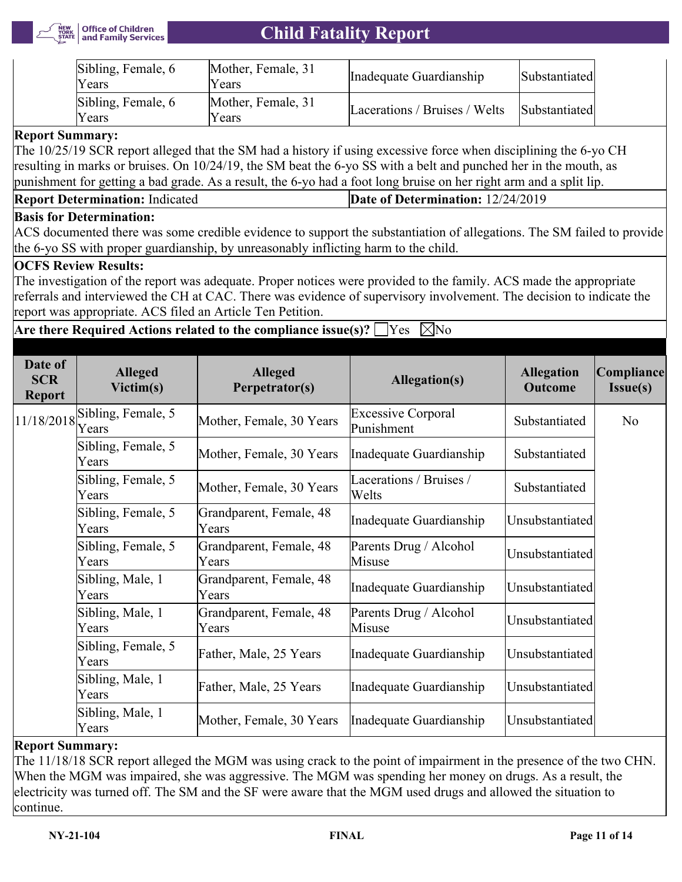| | | | | |
|---|---|---|---|---|
| | Sibling, Female, 6 Years | Mother, Female, 31 Years | Inadequate Guardianship | Substantiated |
| | Sibling, Female, 6 Years | Mother, Female, 31 Years | Lacerations / Bruises / Welts | Substantiated |

**Report Summary:**
The 10/25/19 SCR report alleged that the SM had a history if using excessive force when disciplining the 6-yo CH resulting in marks or bruises. On 10/24/19, the SM beat the 6-yo SS with a belt and punched her in the mouth, as punishment for getting a bad grade. As a result, the 6-yo had a foot long bruise on her right arm and a split lip.

**Report Determination:** Indicated | **Date of Determination:** 12/24/2019

**Basis for Determination:**
ACS documented there was some credible evidence to support the substantiation of allegations. The SM failed to provide the 6-yo SS with proper guardianship, by unreasonably inflicting harm to the child.

**OCFS Review Results:**
The investigation of the report was adequate. Proper notices were provided to the family. ACS made the appropriate referrals and interviewed the CH at CAC. There was evidence of supervisory involvement. The decision to indicate the report was appropriate. ACS filed an Article Ten Petition.

**Are there Required Actions related to the compliance issue(s)?** ☐Yes ☒No

| Date of SCR Report | Alleged Victim(s) | Alleged Perpetrator(s) | Allegation(s) | Allegation Outcome | Compliance Issue(s) |
|---|---|---|---|---|---|
| 11/18/2018 | Sibling, Female, 5 Years | Mother, Female, 30 Years | Excessive Corporal Punishment | Substantiated | No |
| | Sibling, Female, 5 Years | Mother, Female, 30 Years | Inadequate Guardianship | Substantiated | |
| | Sibling, Female, 5 Years | Mother, Female, 30 Years | Lacerations / Bruises / Welts | Substantiated | |
| | Sibling, Female, 5 Years | Grandparent, Female, 48 Years | Inadequate Guardianship | Unsubstantiated | |
| | Sibling, Female, 5 Years | Grandparent, Female, 48 Years | Parents Drug / Alcohol Misuse | Unsubstantiated | |
| | Sibling, Male, 1 Years | Grandparent, Female, 48 Years | Inadequate Guardianship | Unsubstantiated | |
| | Sibling, Male, 1 Years | Grandparent, Female, 48 Years | Parents Drug / Alcohol Misuse | Unsubstantiated | |
| | Sibling, Female, 5 Years | Father, Male, 25 Years | Inadequate Guardianship | Unsubstantiated | |
| | Sibling, Male, 1 Years | Father, Male, 25 Years | Inadequate Guardianship | Unsubstantiated | |
| | Sibling, Male, 1 Years | Mother, Female, 30 Years | Inadequate Guardianship | Unsubstantiated | |

**Report Summary:**
The 11/18/18 SCR report alleged the MGM was using crack to the point of impairment in the presence of the two CHN. When the MGM was impaired, she was aggressive. The MGM was spending her money on drugs. As a result, the electricity was turned off. The SM and the SF were aware that the MGM used drugs and allowed the situation to continue.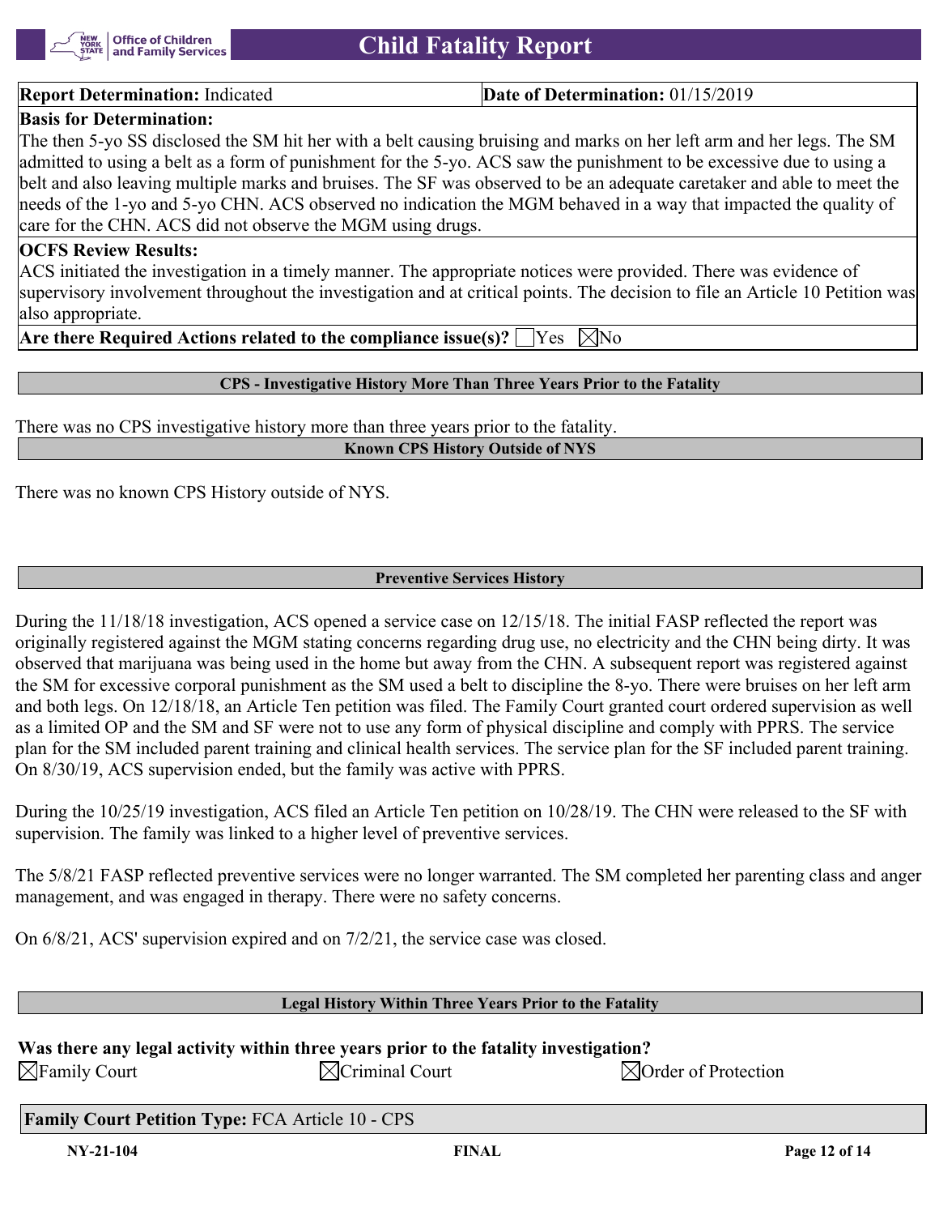| **Report Determination:** Indicated | **Date of Determination:** 01/15/2019 |
|---|---|

**Basis for Determination:**

The then 5-yo SS disclosed the SM hit her with a belt causing bruising and marks on her left arm and her legs. The SM admitted to using a belt as a form of punishment for the 5-yo. ACS saw the punishment to be excessive due to using a belt and also leaving multiple marks and bruises. The SF was observed to be an adequate caretaker and able to meet the needs of the 1-yo and 5-yo CHN. ACS observed no indication the MGM behaved in a way that impacted the quality of care for the CHN. ACS did not observe the MGM using drugs.

**OCFS Review Results:**

ACS initiated the investigation in a timely manner. The appropriate notices were provided. There was evidence of supervisory involvement throughout the investigation and at critical points. The decision to file an Article 10 Petition was also appropriate.

**Are there Required Actions related to the compliance issue(s)?** ☐Yes ☒No

## CPS - Investigative History More Than Three Years Prior to the Fatality

There was no CPS investigative history more than three years prior to the fatality.

## Known CPS History Outside of NYS

There was no known CPS History outside of NYS.

## Preventive Services History

During the 11/18/18 investigation, ACS opened a service case on 12/15/18. The initial FASP reflected the report was originally registered against the MGM stating concerns regarding drug use, no electricity and the CHN being dirty. It was observed that marijuana was being used in the home but away from the CHN. A subsequent report was registered against the SM for excessive corporal punishment as the SM used a belt to discipline the 8-yo. There were bruises on her left arm and both legs. On 12/18/18, an Article Ten petition was filed. The Family Court granted court ordered supervision as well as a limited OP and the SM and SF were not to use any form of physical discipline and comply with PPRS. The service plan for the SM included parent training and clinical health services. The service plan for the SF included parent training. On 8/30/19, ACS supervision ended, but the family was active with PPRS.

During the 10/25/19 investigation, ACS filed an Article Ten petition on 10/28/19. The CHN were released to the SF with supervision. The family was linked to a higher level of preventive services.

The 5/8/21 FASP reflected preventive services were no longer warranted. The SM completed her parenting class and anger management, and was engaged in therapy. There were no safety concerns.

On 6/8/21, ACS' supervision expired and on 7/2/21, the service case was closed.

## Legal History Within Three Years Prior to the Fatality

**Was there any legal activity within three years prior to the fatality investigation?**

☒Family Court ☒Criminal Court ☒Order of Protection

**Family Court Petition Type:** FCA Article 10 - CPS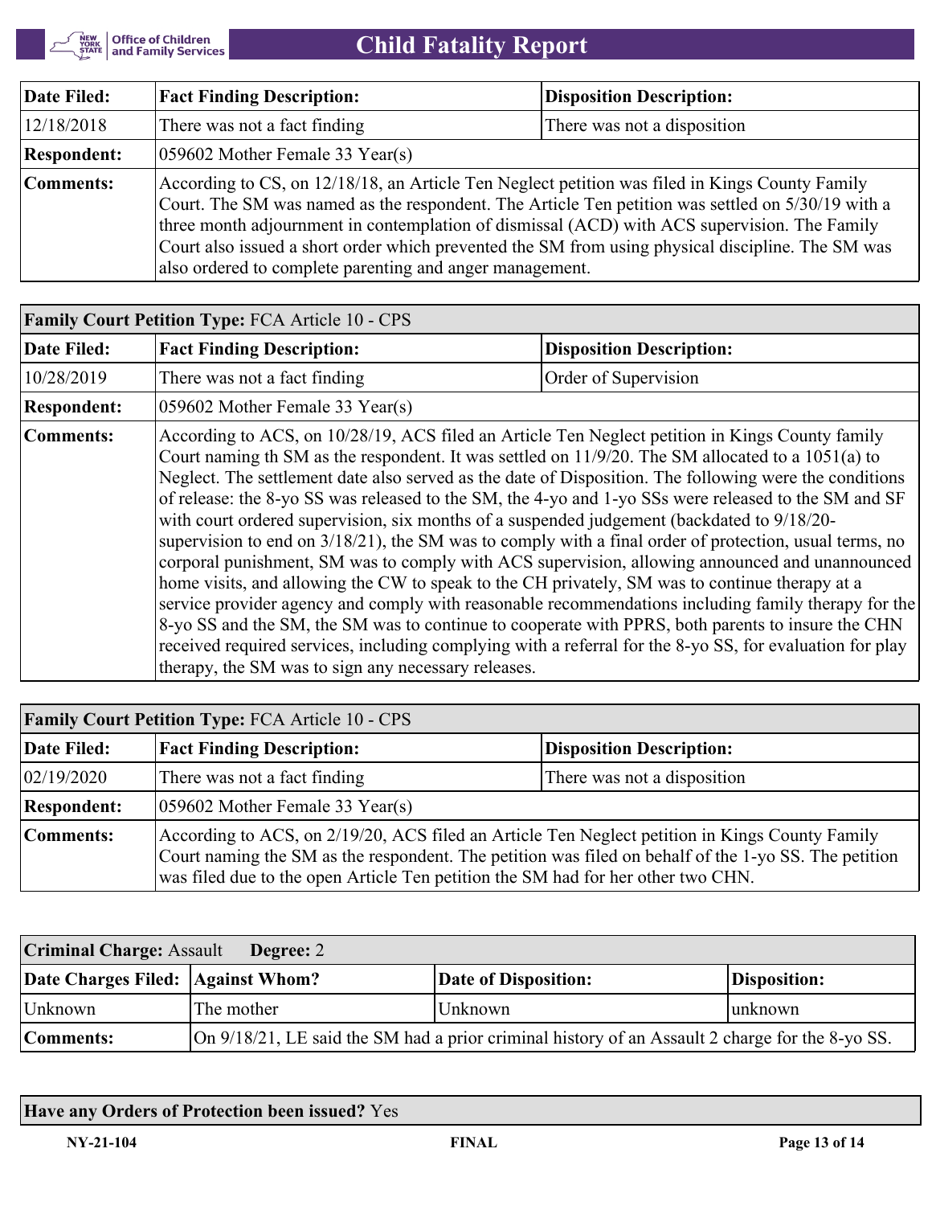| Date Filed: | Fact Finding Description: | Disposition Description: |
|---|---|---|
| 12/18/2018 | There was not a fact finding | There was not a disposition |
| **Respondent:** | 059602 Mother Female 33 Year(s) | |
| **Comments:** | According to CS, on 12/18/18, an Article Ten Neglect petition was filed in Kings County Family Court. The SM was named as the respondent. The Article Ten petition was settled on 5/30/19 with a three month adjournment in contemplation of dismissal (ACD) with ACS supervision. The Family Court also issued a short order which prevented the SM from using physical discipline. The SM was also ordered to complete parenting and anger management. | |

| **Family Court Petition Type:** FCA Article 10 - CPS | | |
|---|---|---|
| **Date Filed:** | **Fact Finding Description:** | **Disposition Description:** |
| 10/28/2019 | There was not a fact finding | Order of Supervision |
| **Respondent:** | 059602 Mother Female 33 Year(s) | |
| **Comments:** | According to ACS, on 10/28/19, ACS filed an Article Ten Neglect petition in Kings County family Court naming th SM as the respondent. It was settled on 11/9/20. The SM allocated to a 1051(a) to Neglect. The settlement date also served as the date of Disposition. The following were the conditions of release: the 8-yo SS was released to the SM, the 4-yo and 1-yo SSs were released to the SM and SF with court ordered supervision, six months of a suspended judgement (backdated to 9/18/20- supervision to end on 3/18/21), the SM was to comply with a final order of protection, usual terms, no corporal punishment, SM was to comply with ACS supervision, allowing announced and unannounced home visits, and allowing the CW to speak to the CH privately, SM was to continue therapy at a service provider agency and comply with reasonable recommendations including family therapy for the 8-yo SS and the SM, the SM was to continue to cooperate with PPRS, both parents to insure the CHN received required services, including complying with a referral for the 8-yo SS, for evaluation for play therapy, the SM was to sign any necessary releases. | |

| **Family Court Petition Type:** FCA Article 10 - CPS | | |
|---|---|---|
| **Date Filed:** | **Fact Finding Description:** | **Disposition Description:** |
| 02/19/2020 | There was not a fact finding | There was not a disposition |
| **Respondent:** | 059602 Mother Female 33 Year(s) | |
| **Comments:** | According to ACS, on 2/19/20, ACS filed an Article Ten Neglect petition in Kings County Family Court naming the SM as the respondent. The petition was filed on behalf of the 1-yo SS. The petition was filed due to the open Article Ten petition the SM had for her other two CHN. | |

| **Criminal Charge:** Assault **Degree:** 2 | | | |
|---|---|---|---|
| **Date Charges Filed:** | **Against Whom?** | **Date of Disposition:** | **Disposition:** |
| Unknown | The mother | Unknown | unknown |
| **Comments:** | On 9/18/21, LE said the SM had a prior criminal history of an Assault 2 charge for the 8-yo SS. | | |

**Have any Orders of Protection been issued?** Yes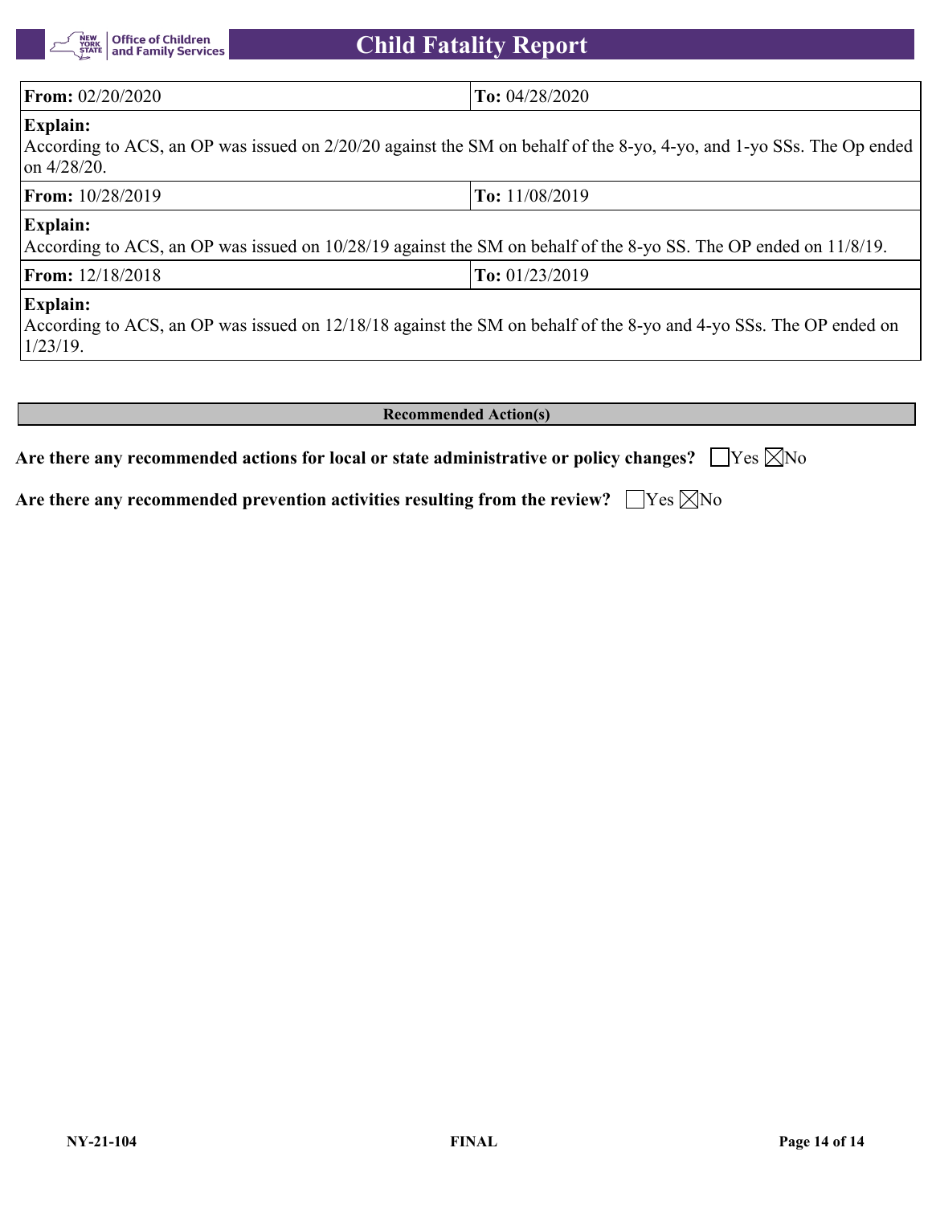| | |
|---|---|
| **From:** 02/20/2020 | **To:** 04/28/2020 |

**Explain:**
According to ACS, an OP was issued on 2/20/20 against the SM on behalf of the 8-yo, 4-yo, and 1-yo SSs. The Op ended on 4/28/20.

| | |
|---|---|
| **From:** 10/28/2019 | **To:** 11/08/2019 |

**Explain:**
According to ACS, an OP was issued on 10/28/19 against the SM on behalf of the 8-yo SS. The OP ended on 11/8/19.

| | |
|---|---|
| **From:** 12/18/2018 | **To:** 01/23/2019 |

**Explain:**
According to ACS, an OP was issued on 12/18/18 against the SM on behalf of the 8-yo and 4-yo SSs. The OP ended on 1/23/19.

## Recommended Action(s)

**Are there any recommended actions for local or state administrative or policy changes?** ☐Yes ☒No

**Are there any recommended prevention activities resulting from the review?** ☐Yes ☒No